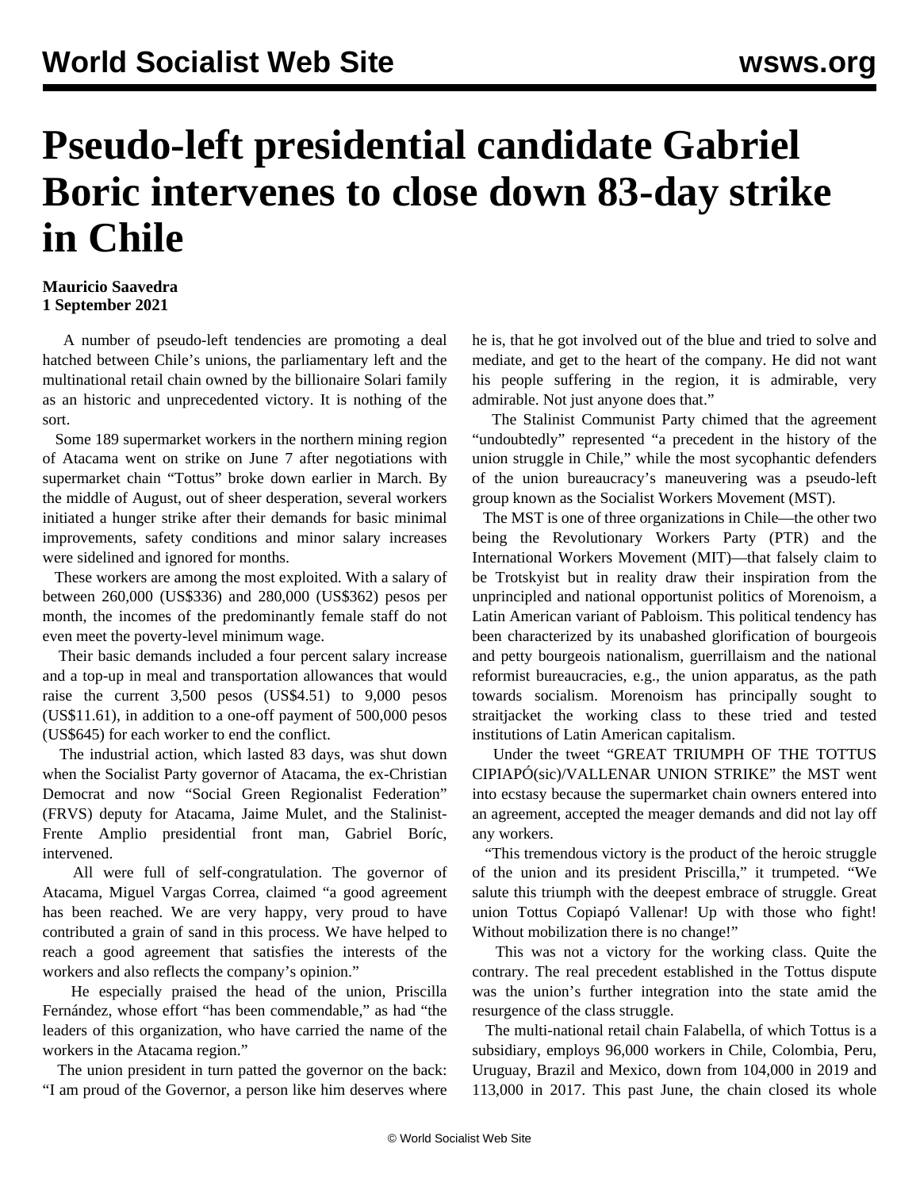# Pseudo-left presidential candidate Gabriel Boric intervenes to close down 83-day strike in Chile

**Mauricio Saavedra**
**1 September 2021**

A number of pseudo-left tendencies are promoting a deal hatched between Chile's unions, the parliamentary left and the multinational retail chain owned by the billionaire Solari family as an historic and unprecedented victory. It is nothing of the sort.

Some 189 supermarket workers in the northern mining region of Atacama went on strike on June 7 after negotiations with supermarket chain "Tottus" broke down earlier in March. By the middle of August, out of sheer desperation, several workers initiated a hunger strike after their demands for basic minimal improvements, safety conditions and minor salary increases were sidelined and ignored for months.

These workers are among the most exploited. With a salary of between 260,000 (US$336) and 280,000 (US$362) pesos per month, the incomes of the predominantly female staff do not even meet the poverty-level minimum wage.

Their basic demands included a four percent salary increase and a top-up in meal and transportation allowances that would raise the current 3,500 pesos (US$4.51) to 9,000 pesos (US$11.61), in addition to a one-off payment of 500,000 pesos (US$645) for each worker to end the conflict.

The industrial action, which lasted 83 days, was shut down when the Socialist Party governor of Atacama, the ex-Christian Democrat and now "Social Green Regionalist Federation" (FRVS) deputy for Atacama, Jaime Mulet, and the Stalinist-Frente Amplio presidential front man, Gabriel Boríc, intervened.

All were full of self-congratulation. The governor of Atacama, Miguel Vargas Correa, claimed "a good agreement has been reached. We are very happy, very proud to have contributed a grain of sand in this process. We have helped to reach a good agreement that satisfies the interests of the workers and also reflects the company's opinion."

He especially praised the head of the union, Priscilla Fernández, whose effort "has been commendable," as had "the leaders of this organization, who have carried the name of the workers in the Atacama region."

The union president in turn patted the governor on the back: "I am proud of the Governor, a person like him deserves where he is, that he got involved out of the blue and tried to solve and mediate, and get to the heart of the company. He did not want his people suffering in the region, it is admirable, very admirable. Not just anyone does that."

The Stalinist Communist Party chimed that the agreement "undoubtedly" represented "a precedent in the history of the union struggle in Chile," while the most sycophantic defenders of the union bureaucracy's maneuvering was a pseudo-left group known as the Socialist Workers Movement (MST).

The MST is one of three organizations in Chile—the other two being the Revolutionary Workers Party (PTR) and the International Workers Movement (MIT)—that falsely claim to be Trotskyist but in reality draw their inspiration from the unprincipled and national opportunist politics of Morenoism, a Latin American variant of Pabloism. This political tendency has been characterized by its unabashed glorification of bourgeois and petty bourgeois nationalism, guerrillaism and the national reformist bureaucracies, e.g., the union apparatus, as the path towards socialism. Morenoism has principally sought to straitjacket the working class to these tried and tested institutions of Latin American capitalism.

Under the tweet "GREAT TRIUMPH OF THE TOTTUS CIPIAPÓ(sic)/VALLENAR UNION STRIKE" the MST went into ecstasy because the supermarket chain owners entered into an agreement, accepted the meager demands and did not lay off any workers.

"This tremendous victory is the product of the heroic struggle of the union and its president Priscilla," it trumpeted. "We salute this triumph with the deepest embrace of struggle. Great union Tottus Copiapó Vallenar! Up with those who fight! Without mobilization there is no change!"

This was not a victory for the working class. Quite the contrary. The real precedent established in the Tottus dispute was the union's further integration into the state amid the resurgence of the class struggle.

The multi-national retail chain Falabella, of which Tottus is a subsidiary, employs 96,000 workers in Chile, Colombia, Peru, Uruguay, Brazil and Mexico, down from 104,000 in 2019 and 113,000 in 2017. This past June, the chain closed its whole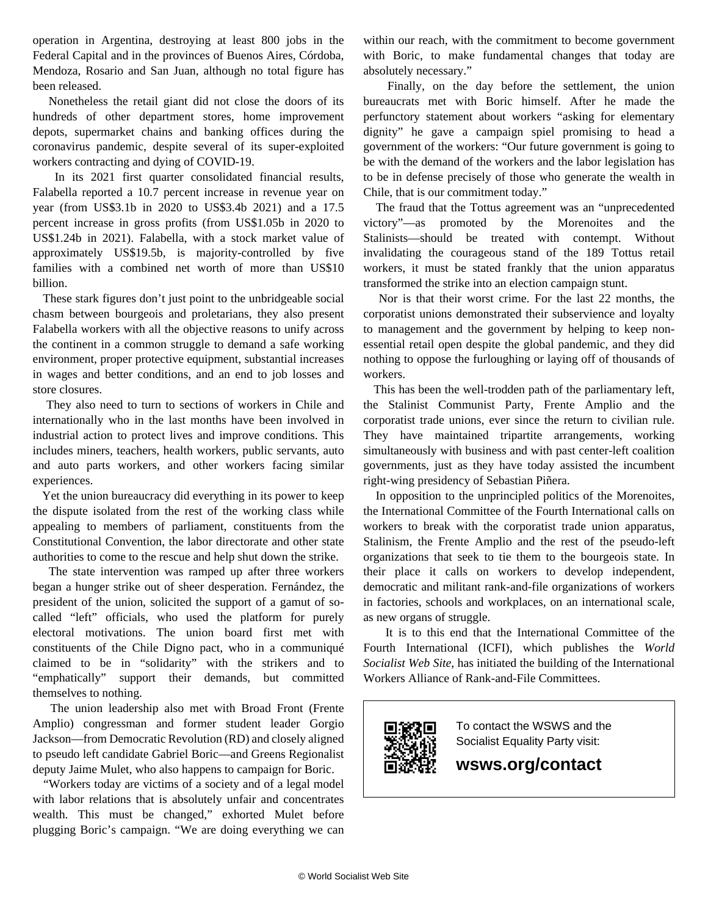operation in Argentina, destroying at least 800 jobs in the Federal Capital and in the provinces of Buenos Aires, Córdoba, Mendoza, Rosario and San Juan, although no total figure has been released.

Nonetheless the retail giant did not close the doors of its hundreds of other department stores, home improvement depots, supermarket chains and banking offices during the coronavirus pandemic, despite several of its super-exploited workers contracting and dying of COVID-19.

In its 2021 first quarter consolidated financial results, Falabella reported a 10.7 percent increase in revenue year on year (from US$3.1b in 2020 to US$3.4b 2021) and a 17.5 percent increase in gross profits (from US$1.05b in 2020 to US$1.24b in 2021). Falabella, with a stock market value of approximately US$19.5b, is majority-controlled by five families with a combined net worth of more than US$10 billion.

These stark figures don't just point to the unbridgeable social chasm between bourgeois and proletarians, they also present Falabella workers with all the objective reasons to unify across the continent in a common struggle to demand a safe working environment, proper protective equipment, substantial increases in wages and better conditions, and an end to job losses and store closures.

They also need to turn to sections of workers in Chile and internationally who in the last months have been involved in industrial action to protect lives and improve conditions. This includes miners, teachers, health workers, public servants, auto and auto parts workers, and other workers facing similar experiences.

Yet the union bureaucracy did everything in its power to keep the dispute isolated from the rest of the working class while appealing to members of parliament, constituents from the Constitutional Convention, the labor directorate and other state authorities to come to the rescue and help shut down the strike.

The state intervention was ramped up after three workers began a hunger strike out of sheer desperation. Fernández, the president of the union, solicited the support of a gamut of so-called "left" officials, who used the platform for purely electoral motivations. The union board first met with constituents of the Chile Digno pact, who in a communiqué claimed to be in "solidarity" with the strikers and to "emphatically" support their demands, but committed themselves to nothing.

The union leadership also met with Broad Front (Frente Amplio) congressman and former student leader Gorgio Jackson—from Democratic Revolution (RD) and closely aligned to pseudo left candidate Gabriel Boric—and Greens Regionalist deputy Jaime Mulet, who also happens to campaign for Boric.

"Workers today are victims of a society and of a legal model with labor relations that is absolutely unfair and concentrates wealth. This must be changed," exhorted Mulet before plugging Boric's campaign. "We are doing everything we can within our reach, with the commitment to become government with Boric, to make fundamental changes that today are absolutely necessary."

Finally, on the day before the settlement, the union bureaucrats met with Boric himself. After he made the perfunctory statement about workers "asking for elementary dignity" he gave a campaign spiel promising to head a government of the workers: "Our future government is going to be with the demand of the workers and the labor legislation has to be in defense precisely of those who generate the wealth in Chile, that is our commitment today."

The fraud that the Tottus agreement was an "unprecedented victory"—as promoted by the Morenoites and the Stalinists—should be treated with contempt. Without invalidating the courageous stand of the 189 Tottus retail workers, it must be stated frankly that the union apparatus transformed the strike into an election campaign stunt.

Nor is that their worst crime. For the last 22 months, the corporatist unions demonstrated their subservience and loyalty to management and the government by helping to keep non-essential retail open despite the global pandemic, and they did nothing to oppose the furloughing or laying off of thousands of workers.

This has been the well-trodden path of the parliamentary left, the Stalinist Communist Party, Frente Amplio and the corporatist trade unions, ever since the return to civilian rule. They have maintained tripartite arrangements, working simultaneously with business and with past center-left coalition governments, just as they have today assisted the incumbent right-wing presidency of Sebastian Piñera.

In opposition to the unprincipled politics of the Morenoites, the International Committee of the Fourth International calls on workers to break with the corporatist trade union apparatus, Stalinism, the Frente Amplio and the rest of the pseudo-left organizations that seek to tie them to the bourgeois state. In their place it calls on workers to develop independent, democratic and militant rank-and-file organizations of workers in factories, schools and workplaces, on an international scale, as new organs of struggle.

It is to this end that the International Committee of the Fourth International (ICFI), which publishes the *World Socialist Web Site*, has initiated the building of the International Workers Alliance of Rank-and-File Committees.

To contact the WSWS and the Socialist Equality Party visit:

**wsws.org/contact**